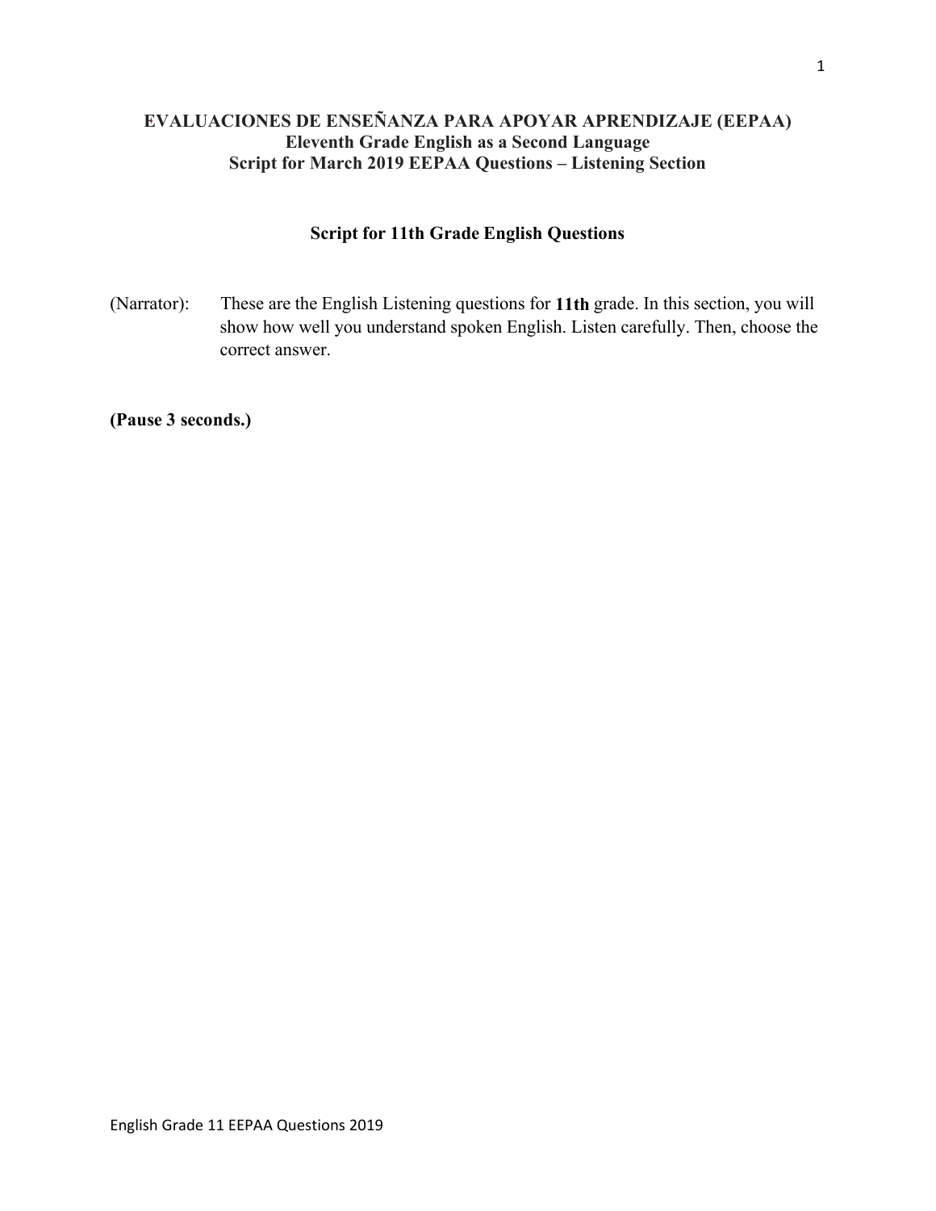# EVALUACIONES DE ENSEÑANZA PARA APOYAR APRENDIZAJE (EEPAA)
## Eleventh Grade English as a Second Language
## Script for March 2019 EEPAA Questions – Listening Section

### Script for 11th Grade English Questions

(Narrator): These are the English Listening questions for **11th** grade. In this section, you will show how well you understand spoken English. Listen carefully. Then, choose the correct answer.

**(Pause 3 seconds.)**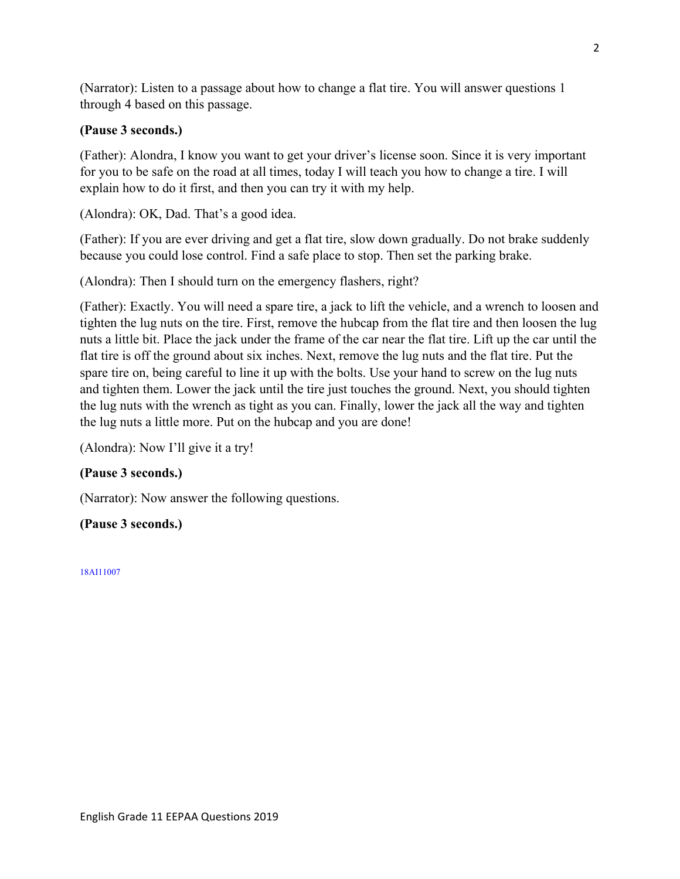(Narrator): Listen to a passage about how to change a flat tire. You will answer questions 1 through 4 based on this passage.

**(Pause 3 seconds.)**

(Father): Alondra, I know you want to get your driver's license soon. Since it is very important for you to be safe on the road at all times, today I will teach you how to change a tire. I will explain how to do it first, and then you can try it with my help.

(Alondra): OK, Dad. That's a good idea.

(Father): If you are ever driving and get a flat tire, slow down gradually. Do not brake suddenly because you could lose control. Find a safe place to stop. Then set the parking brake.

(Alondra): Then I should turn on the emergency flashers, right?

(Father): Exactly. You will need a spare tire, a jack to lift the vehicle, and a wrench to loosen and tighten the lug nuts on the tire. First, remove the hubcap from the flat tire and then loosen the lug nuts a little bit. Place the jack under the frame of the car near the flat tire. Lift up the car until the flat tire is off the ground about six inches. Next, remove the lug nuts and the flat tire. Put the spare tire on, being careful to line it up with the bolts. Use your hand to screw on the lug nuts and tighten them. Lower the jack until the tire just touches the ground. Next, you should tighten the lug nuts with the wrench as tight as you can. Finally, lower the jack all the way and tighten the lug nuts a little more. Put on the hubcap and you are done!

(Alondra): Now I'll give it a try!

**(Pause 3 seconds.)**

(Narrator): Now answer the following questions.

**(Pause 3 seconds.)**

18AI11007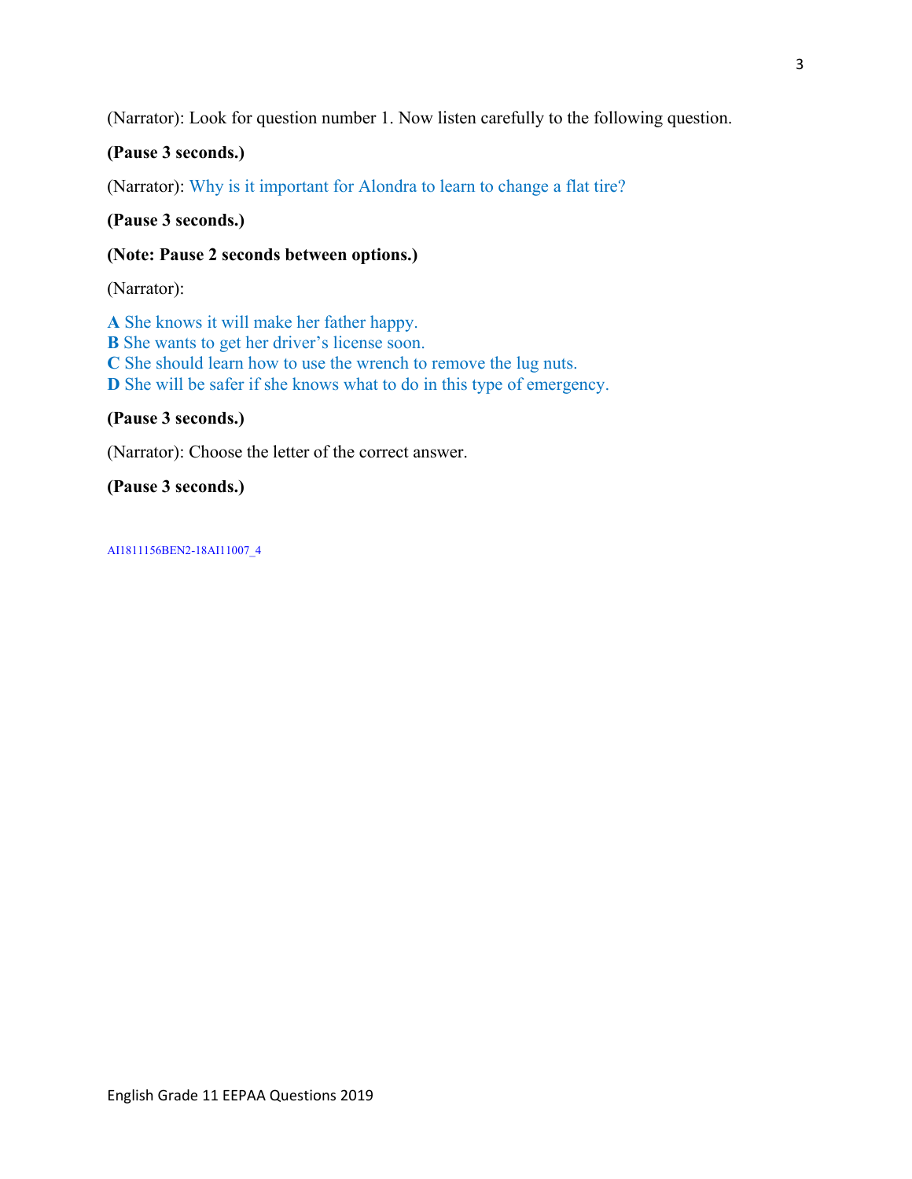(Narrator): Look for question number 1. Now listen carefully to the following question.

**(Pause 3 seconds.)**

(Narrator): Why is it important for Alondra to learn to change a flat tire?

**(Pause 3 seconds.)**

**(Note: Pause 2 seconds between options.)**

(Narrator):

**A** She knows it will make her father happy.
**B** She wants to get her driver's license soon.
**C** She should learn how to use the wrench to remove the lug nuts.
**D** She will be safer if she knows what to do in this type of emergency.

**(Pause 3 seconds.)**

(Narrator): Choose the letter of the correct answer.

**(Pause 3 seconds.)**

AI1811156BEN2-18AI11007_4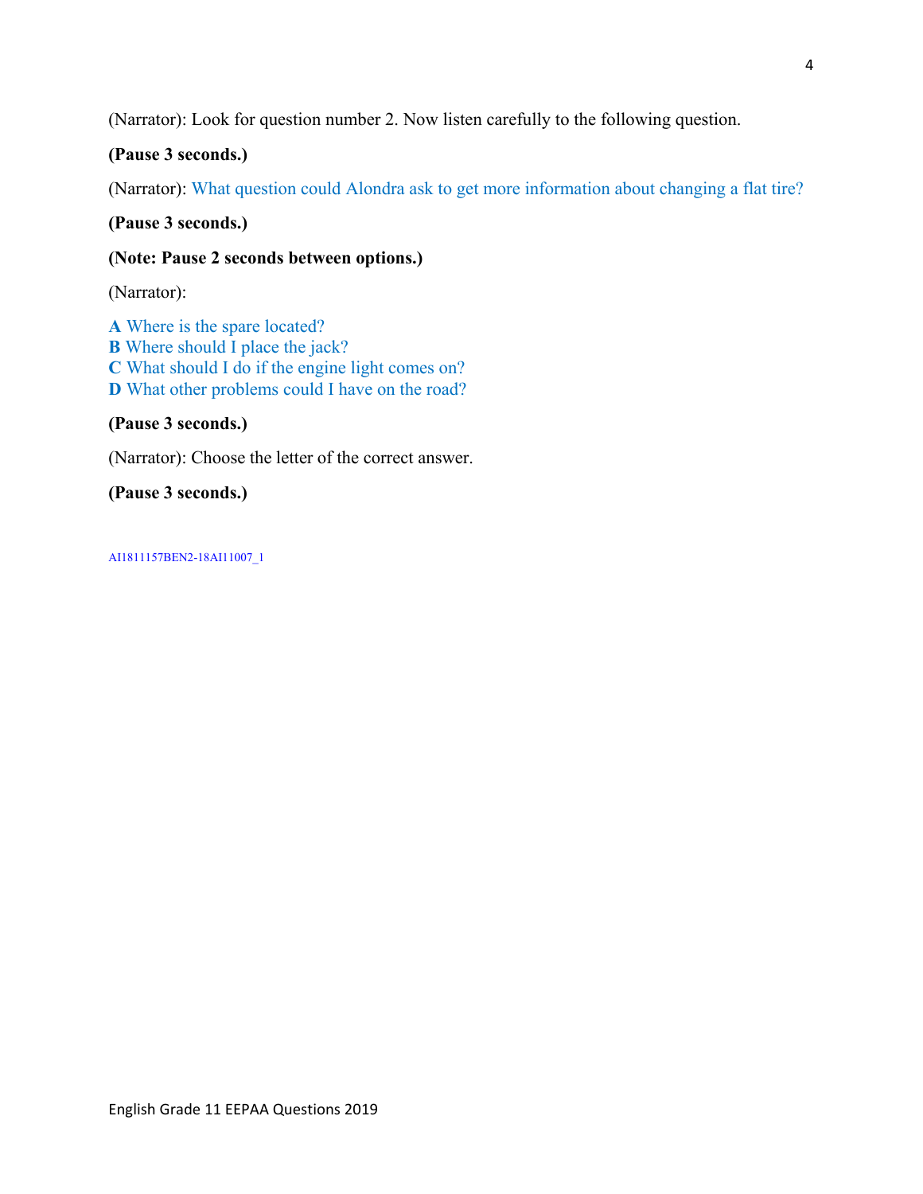(Narrator): Look for question number 2. Now listen carefully to the following question.

**(Pause 3 seconds.)**

(Narrator): What question could Alondra ask to get more information about changing a flat tire?

**(Pause 3 seconds.)**

**(Note: Pause 2 seconds between options.)**

(Narrator):

**A** Where is the spare located?
**B** Where should I place the jack?
**C** What should I do if the engine light comes on?
**D** What other problems could I have on the road?

**(Pause 3 seconds.)**

(Narrator): Choose the letter of the correct answer.

**(Pause 3 seconds.)**

AI1811157BEN2-18AI11007_1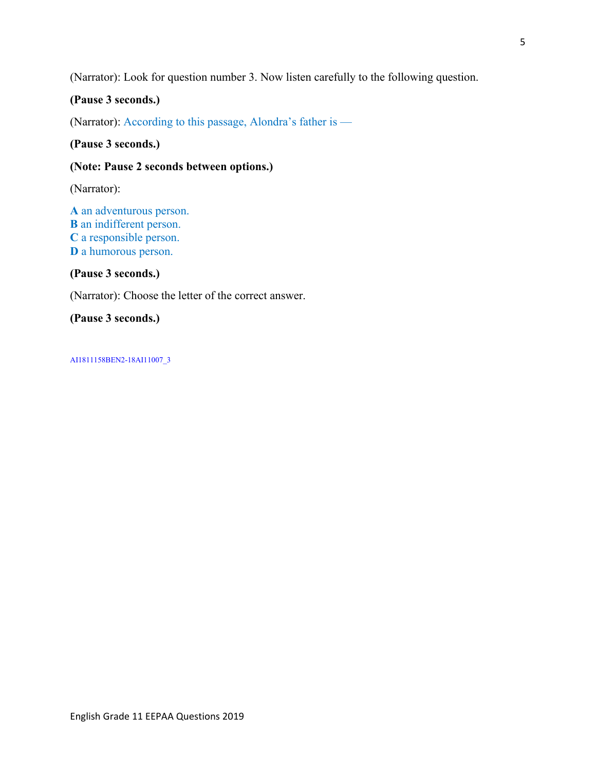(Narrator): Look for question number 3. Now listen carefully to the following question.

**(Pause 3 seconds.)**

(Narrator): According to this passage, Alondra's father is —

**(Pause 3 seconds.)**

**(Note: Pause 2 seconds between options.)**

(Narrator):

**A** an adventurous person.
**B** an indifferent person.
**C** a responsible person.
**D** a humorous person.

**(Pause 3 seconds.)**

(Narrator): Choose the letter of the correct answer.

**(Pause 3 seconds.)**

AI1811158BEN2-18AI11007_3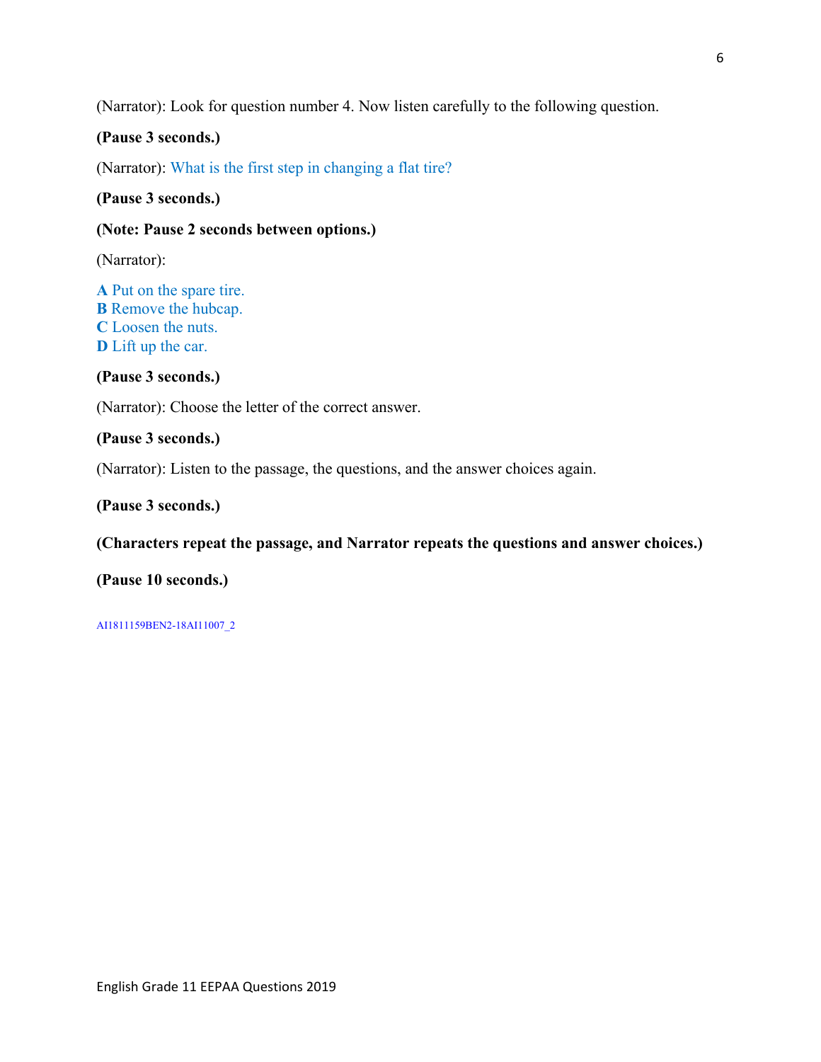(Narrator): Look for question number 4. Now listen carefully to the following question.

**(Pause 3 seconds.)**

(Narrator): What is the first step in changing a flat tire?

**(Pause 3 seconds.)**

**(Note: Pause 2 seconds between options.)**

(Narrator):

**A** Put on the spare tire.
**B** Remove the hubcap.
**C** Loosen the nuts.
**D** Lift up the car.

**(Pause 3 seconds.)**

(Narrator): Choose the letter of the correct answer.

**(Pause 3 seconds.)**

(Narrator): Listen to the passage, the questions, and the answer choices again.

**(Pause 3 seconds.)**

**(Characters repeat the passage, and Narrator repeats the questions and answer choices.)**

**(Pause 10 seconds.)**

AI1811159BEN2-18AI11007_2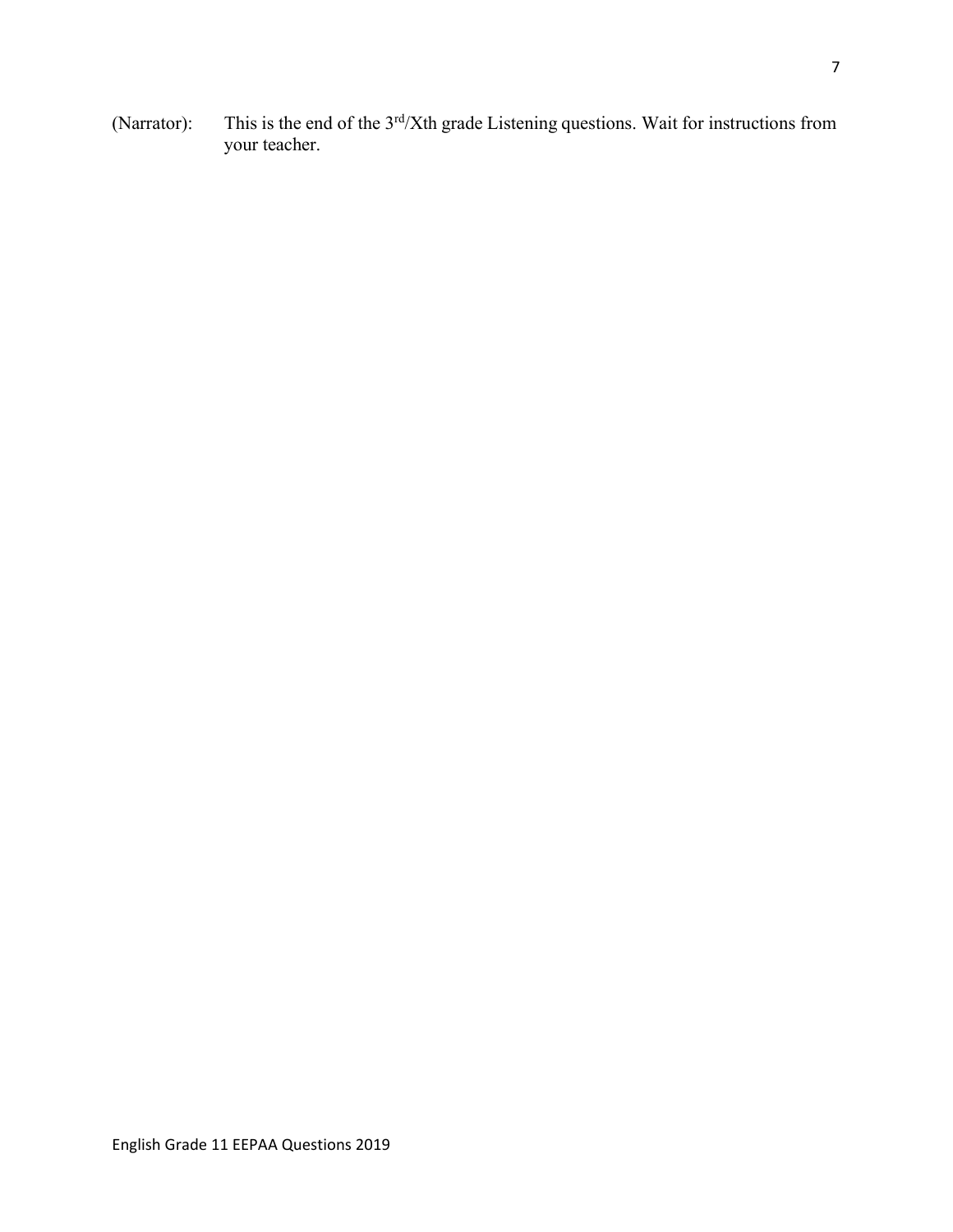(Narrator): This is the end of the 3rd/Xth grade Listening questions. Wait for instructions from your teacher.